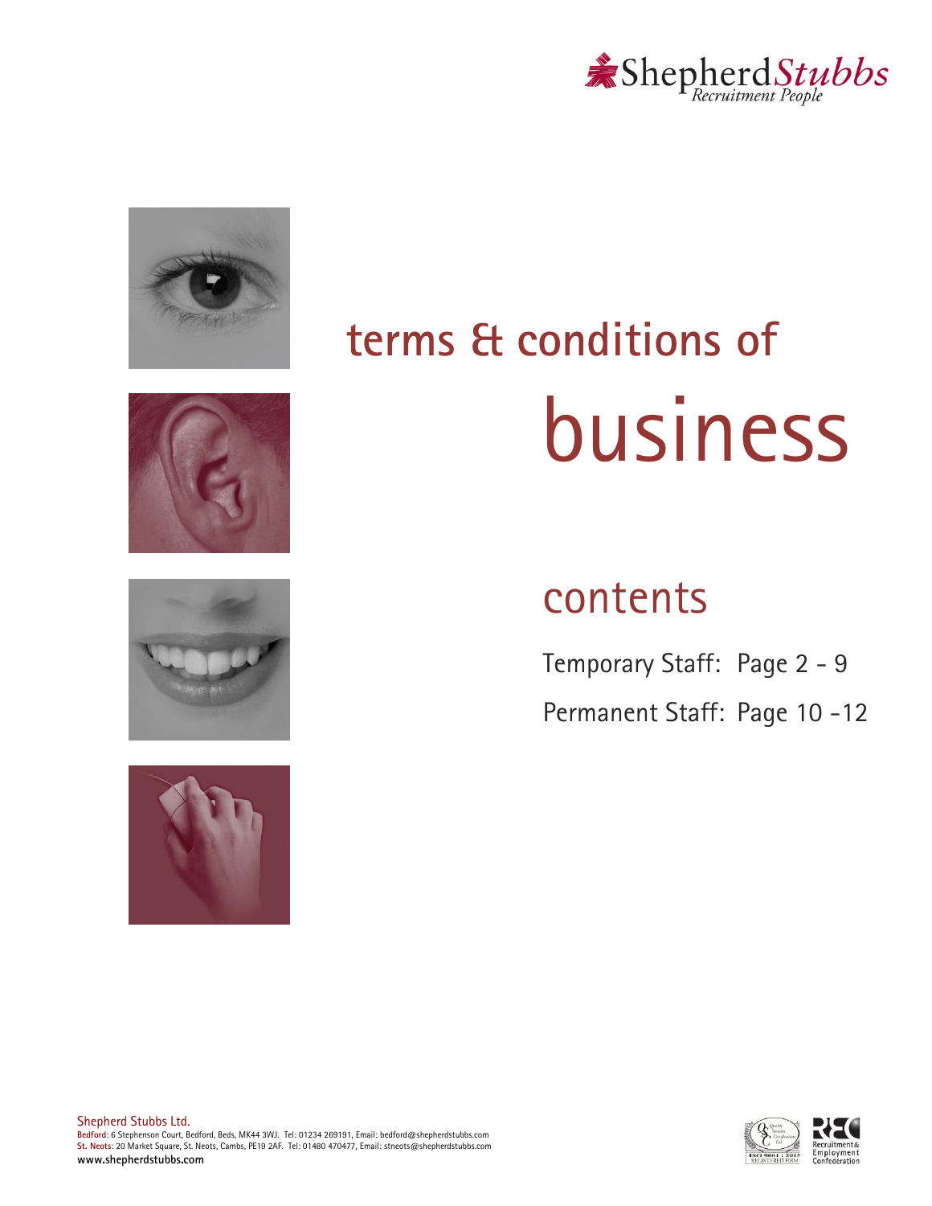ShepherdStubbs
*Recruitment People*

# terms & conditions of business

## contents

Temporary Staff: Page 2 - 9

Permanent Staff: Page 10 -12

Shepherd Stubbs Ltd.
**Bedford:** 6 Stephenson Court, Bedford, Beds, MK44 3WJ. Tel: 01234 269191, Email: bedford@shepherdstubbs.com
**St. Neots:** 20 Market Square, St. Neots, Cambs, PE19 2AF. Tel: 01480 470477, Email: stneots@shepherdstubbs.com
**www.shepherdstubbs.com**

ISO 9001 : 2015 REGISTERED FIRM

Recruitment & Employment Confederation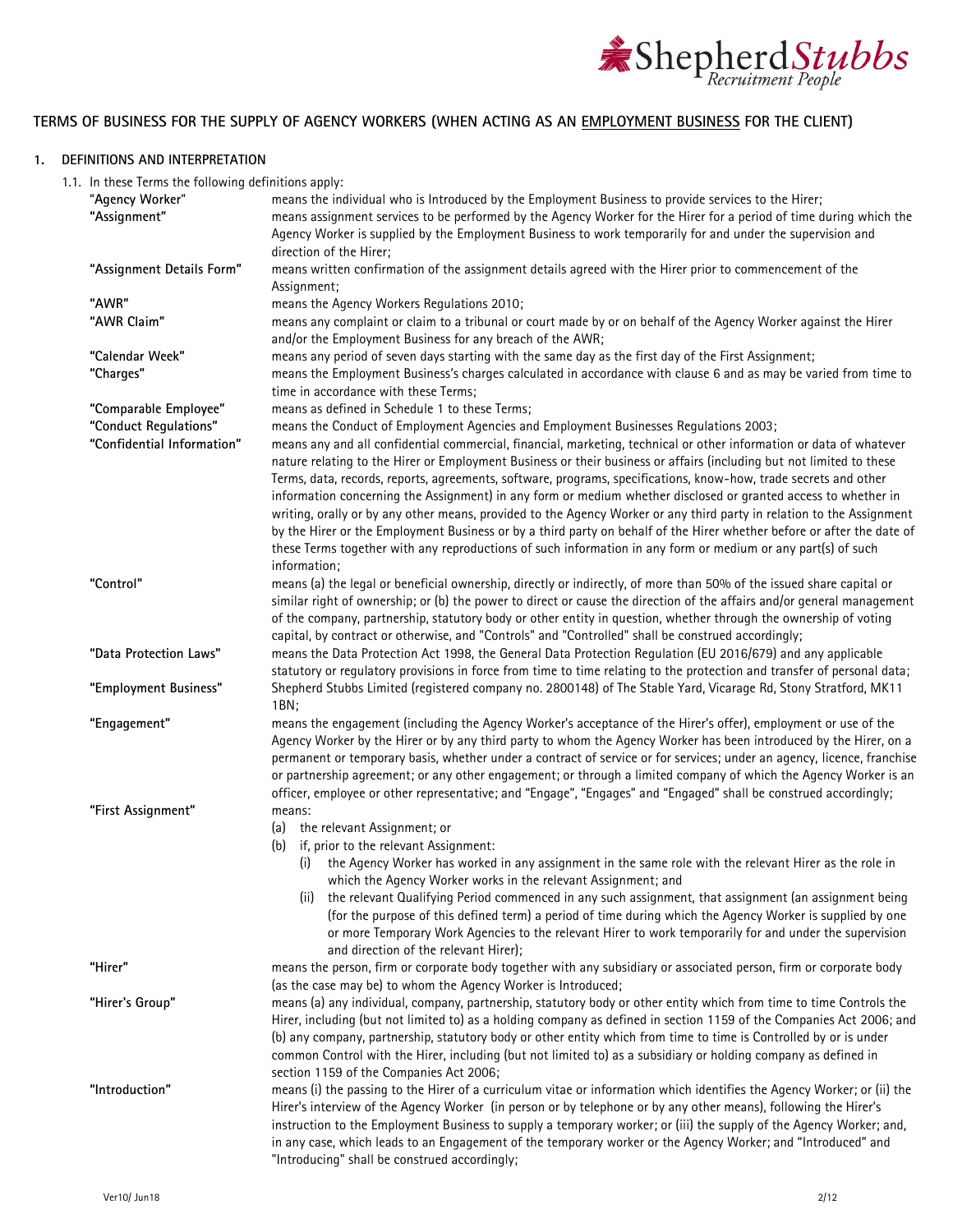## TERMS OF BUSINESS FOR THE SUPPLY OF AGENCY WORKERS (WHEN ACTING AS AN EMPLOYMENT BUSINESS FOR THE CLIENT)

### 1. DEFINITIONS AND INTERPRETATION

1.1. In these Terms the following definitions apply:

| Term | Definition |
|---|---|
| **"Agency Worker"** | means the individual who is Introduced by the Employment Business to provide services to the Hirer; |
| **"Assignment"** | means assignment services to be performed by the Agency Worker for the Hirer for a period of time during which the Agency Worker is supplied by the Employment Business to work temporarily for and under the supervision and direction of the Hirer; |
| **"Assignment Details Form"** | means written confirmation of the assignment details agreed with the Hirer prior to commencement of the Assignment; |
| **"AWR"** | means the Agency Workers Regulations 2010; |
| **"AWR Claim"** | means any complaint or claim to a tribunal or court made by or on behalf of the Agency Worker against the Hirer and/or the Employment Business for any breach of the AWR; |
| **"Calendar Week"** | means any period of seven days starting with the same day as the first day of the First Assignment; |
| **"Charges"** | means the Employment Business's charges calculated in accordance with clause 6 and as may be varied from time to time in accordance with these Terms; |
| **"Comparable Employee"** | means as defined in Schedule 1 to these Terms; |
| **"Conduct Regulations"** | means the Conduct of Employment Agencies and Employment Businesses Regulations 2003; |
| **"Confidential Information"** | means any and all confidential commercial, financial, marketing, technical or other information or data of whatever nature relating to the Hirer or Employment Business or their business or affairs (including but not limited to these Terms, data, records, reports, agreements, software, programs, specifications, know-how, trade secrets and other information concerning the Assignment) in any form or medium whether disclosed or granted access to whether in writing, orally or by any other means, provided to the Agency Worker or any third party in relation to the Assignment by the Hirer or the Employment Business or by a third party on behalf of the Hirer whether before or after the date of these Terms together with any reproductions of such information in any form or medium or any part(s) of such information; |
| **"Control"** | means (a) the legal or beneficial ownership, directly or indirectly, of more than 50% of the issued share capital or similar right of ownership; or (b) the power to direct or cause the direction of the affairs and/or general management of the company, partnership, statutory body or other entity in question, whether through the ownership of voting capital, by contract or otherwise, and "Controls" and "Controlled" shall be construed accordingly; |
| **"Data Protection Laws"** | means the Data Protection Act 1998, the General Data Protection Regulation (EU 2016/679) and any applicable statutory or regulatory provisions in force from time to time relating to the protection and transfer of personal data; |
| **"Employment Business"** | Shepherd Stubbs Limited (registered company no. 2800148) of The Stable Yard, Vicarage Rd, Stony Stratford, MK11 1BN; |
| **"Engagement"** | means the engagement (including the Agency Worker's acceptance of the Hirer's offer), employment or use of the Agency Worker by the Hirer or by any third party to whom the Agency Worker has been introduced by the Hirer, on a permanent or temporary basis, whether under a contract of service or for services; under an agency, licence, franchise or partnership agreement; or any other engagement; or through a limited company of which the Agency Worker is an officer, employee or other representative; and "Engage", "Engages" and "Engaged" shall be construed accordingly; |
| **"First Assignment"** | means: (a) the relevant Assignment; or (b) if, prior to the relevant Assignment: (i) the Agency Worker has worked in any assignment in the same role with the relevant Hirer as the role in which the Agency Worker works in the relevant Assignment; and (ii) the relevant Qualifying Period commenced in any such assignment, that assignment (an assignment being (for the purpose of this defined term) a period of time during which the Agency Worker is supplied by one or more Temporary Work Agencies to the relevant Hirer to work temporarily for and under the supervision and direction of the relevant Hirer); |
| **"Hirer"** | means the person, firm or corporate body together with any subsidiary or associated person, firm or corporate body (as the case may be) to whom the Agency Worker is Introduced; |
| **"Hirer's Group"** | means (a) any individual, company, partnership, statutory body or other entity which from time to time Controls the Hirer, including (but not limited to) as a holding company as defined in section 1159 of the Companies Act 2006; and (b) any company, partnership, statutory body or other entity which from time to time is Controlled by or is under common Control with the Hirer, including (but not limited to) as a subsidiary or holding company as defined in section 1159 of the Companies Act 2006; |
| **"Introduction"** | means (i) the passing to the Hirer of a curriculum vitae or information which identifies the Agency Worker; or (ii) the Hirer's interview of the Agency Worker (in person or by telephone or by any other means), following the Hirer's instruction to the Employment Business to supply a temporary worker; or (iii) the supply of the Agency Worker; and, in any case, which leads to an Engagement of the temporary worker or the Agency Worker; and "Introduced" and "Introducing" shall be construed accordingly; |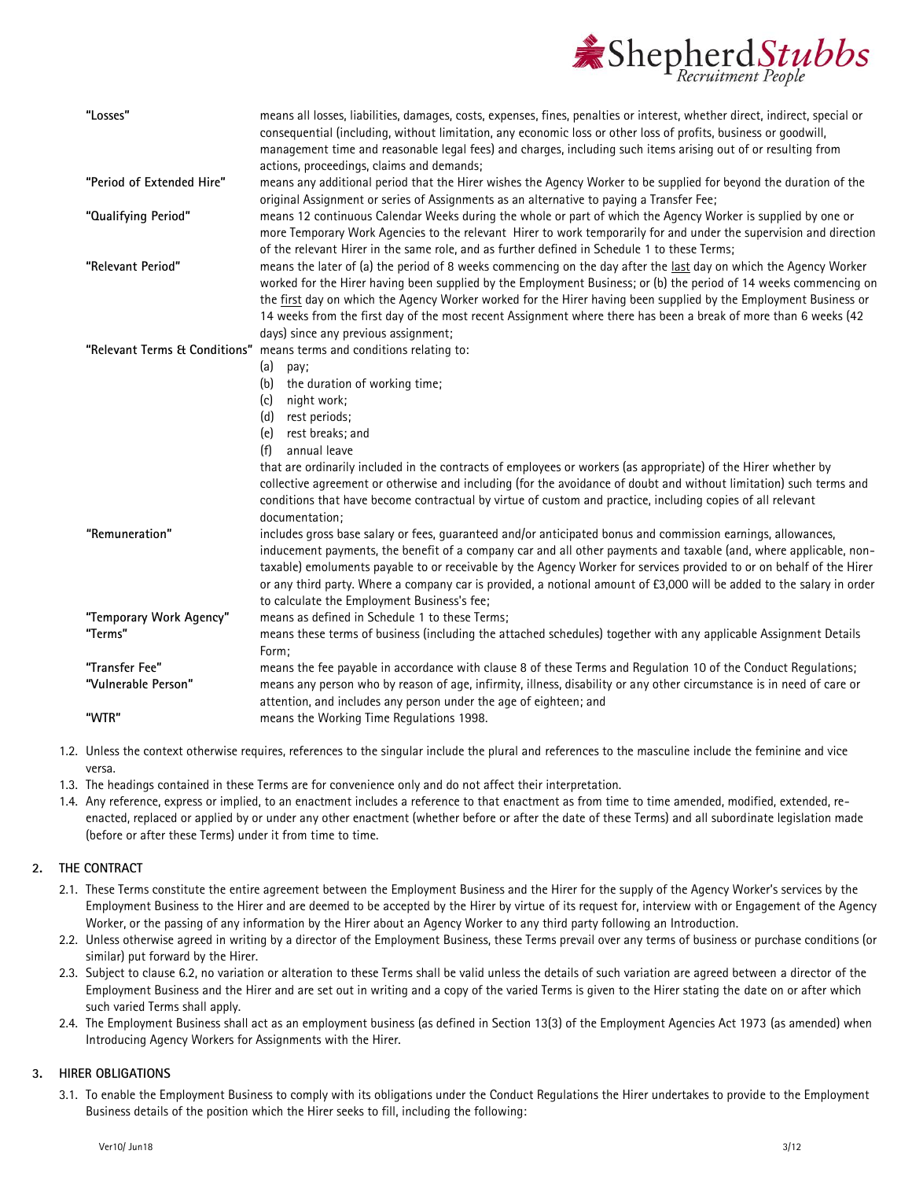| | |
|---|---|
| **"Losses"** | means all losses, liabilities, damages, costs, expenses, fines, penalties or interest, whether direct, indirect, special or consequential (including, without limitation, any economic loss or other loss of profits, business or goodwill, management time and reasonable legal fees) and charges, including such items arising out of or resulting from actions, proceedings, claims and demands; |
| **"Period of Extended Hire"** | means any additional period that the Hirer wishes the Agency Worker to be supplied for beyond the duration of the original Assignment or series of Assignments as an alternative to paying a Transfer Fee; |
| **"Qualifying Period"** | means 12 continuous Calendar Weeks during the whole or part of which the Agency Worker is supplied by one or more Temporary Work Agencies to the relevant Hirer to work temporarily for and under the supervision and direction of the relevant Hirer in the same role, and as further defined in Schedule 1 to these Terms; |
| **"Relevant Period"** | means the later of (a) the period of 8 weeks commencing on the day after the last day on which the Agency Worker worked for the Hirer having been supplied by the Employment Business; or (b) the period of 14 weeks commencing on the first day on which the Agency Worker worked for the Hirer having been supplied by the Employment Business or 14 weeks from the first day of the most recent Assignment where there has been a break of more than 6 weeks (42 days) since any previous assignment; |
| **"Relevant Terms & Conditions"** | means terms and conditions relating to: (a) pay; (b) the duration of working time; (c) night work; (d) rest periods; (e) rest breaks; and (f) annual leave that are ordinarily included in the contracts of employees or workers (as appropriate) of the Hirer whether by collective agreement or otherwise and including (for the avoidance of doubt and without limitation) such terms and conditions that have become contractual by virtue of custom and practice, including copies of all relevant documentation; |
| **"Remuneration"** | includes gross base salary or fees, guaranteed and/or anticipated bonus and commission earnings, allowances, inducement payments, the benefit of a company car and all other payments and taxable (and, where applicable, non-taxable) emoluments payable to or receivable by the Agency Worker for services provided to or on behalf of the Hirer or any third party. Where a company car is provided, a notional amount of £3,000 will be added to the salary in order to calculate the Employment Business's fee; |
| **"Temporary Work Agency"** | means as defined in Schedule 1 to these Terms; |
| **"Terms"** | means these terms of business (including the attached schedules) together with any applicable Assignment Details Form; |
| **"Transfer Fee"** | means the fee payable in accordance with clause 8 of these Terms and Regulation 10 of the Conduct Regulations; |
| **"Vulnerable Person"** | means any person who by reason of age, infirmity, illness, disability or any other circumstance is in need of care or attention, and includes any person under the age of eighteen; and |
| **"WTR"** | means the Working Time Regulations 1998. |

1.2. Unless the context otherwise requires, references to the singular include the plural and references to the masculine include the feminine and vice versa.

1.3. The headings contained in these Terms are for convenience only and do not affect their interpretation.

1.4. Any reference, express or implied, to an enactment includes a reference to that enactment as from time to time amended, modified, extended, re-enacted, replaced or applied by or under any other enactment (whether before or after the date of these Terms) and all subordinate legislation made (before or after these Terms) under it from time to time.

## 2. THE CONTRACT

2.1. These Terms constitute the entire agreement between the Employment Business and the Hirer for the supply of the Agency Worker's services by the Employment Business to the Hirer and are deemed to be accepted by the Hirer by virtue of its request for, interview with or Engagement of the Agency Worker, or the passing of any information by the Hirer about an Agency Worker to any third party following an Introduction.

2.2. Unless otherwise agreed in writing by a director of the Employment Business, these Terms prevail over any terms of business or purchase conditions (or similar) put forward by the Hirer.

2.3. Subject to clause 6.2, no variation or alteration to these Terms shall be valid unless the details of such variation are agreed between a director of the Employment Business and the Hirer and are set out in writing and a copy of the varied Terms is given to the Hirer stating the date on or after which such varied Terms shall apply.

2.4. The Employment Business shall act as an employment business (as defined in Section 13(3) of the Employment Agencies Act 1973 (as amended) when Introducing Agency Workers for Assignments with the Hirer.

## 3. HIRER OBLIGATIONS

3.1. To enable the Employment Business to comply with its obligations under the Conduct Regulations the Hirer undertakes to provide to the Employment Business details of the position which the Hirer seeks to fill, including the following: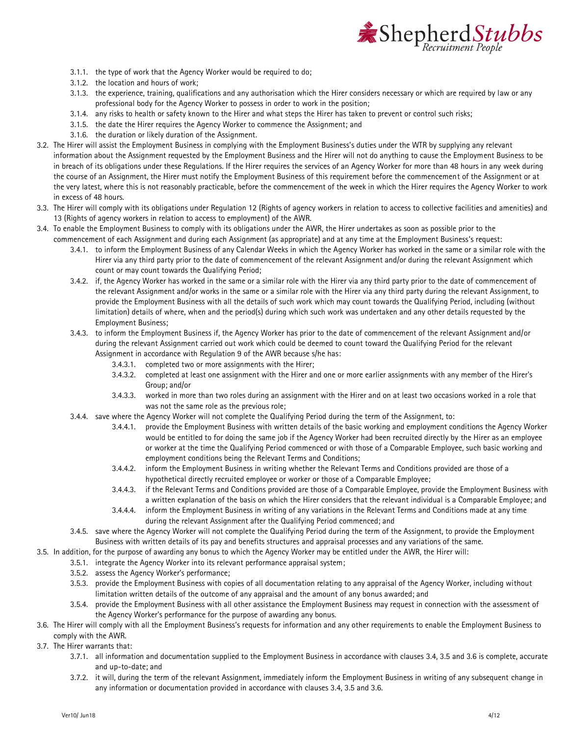3.1.1. the type of work that the Agency Worker would be required to do;

3.1.2. the location and hours of work;

3.1.3. the experience, training, qualifications and any authorisation which the Hirer considers necessary or which are required by law or any professional body for the Agency Worker to possess in order to work in the position;

3.1.4. any risks to health or safety known to the Hirer and what steps the Hirer has taken to prevent or control such risks;

3.1.5. the date the Hirer requires the Agency Worker to commence the Assignment; and

3.1.6. the duration or likely duration of the Assignment.

3.2. The Hirer will assist the Employment Business in complying with the Employment Business's duties under the WTR by supplying any relevant information about the Assignment requested by the Employment Business and the Hirer will not do anything to cause the Employment Business to be in breach of its obligations under these Regulations. If the Hirer requires the services of an Agency Worker for more than 48 hours in any week during the course of an Assignment, the Hirer must notify the Employment Business of this requirement before the commencement of the Assignment or at the very latest, where this is not reasonably practicable, before the commencement of the week in which the Hirer requires the Agency Worker to work in excess of 48 hours.

3.3. The Hirer will comply with its obligations under Regulation 12 (Rights of agency workers in relation to access to collective facilities and amenities) and 13 (Rights of agency workers in relation to access to employment) of the AWR.

3.4. To enable the Employment Business to comply with its obligations under the AWR, the Hirer undertakes as soon as possible prior to the commencement of each Assignment and during each Assignment (as appropriate) and at any time at the Employment Business's request:

3.4.1. to inform the Employment Business of any Calendar Weeks in which the Agency Worker has worked in the same or a similar role with the Hirer via any third party prior to the date of commencement of the relevant Assignment and/or during the relevant Assignment which count or may count towards the Qualifying Period;

3.4.2. if, the Agency Worker has worked in the same or a similar role with the Hirer via any third party prior to the date of commencement of the relevant Assignment and/or works in the same or a similar role with the Hirer via any third party during the relevant Assignment, to provide the Employment Business with all the details of such work which may count towards the Qualifying Period, including (without limitation) details of where, when and the period(s) during which such work was undertaken and any other details requested by the Employment Business;

3.4.3. to inform the Employment Business if, the Agency Worker has prior to the date of commencement of the relevant Assignment and/or during the relevant Assignment carried out work which could be deemed to count toward the Qualifying Period for the relevant Assignment in accordance with Regulation 9 of the AWR because s/he has:

3.4.3.1. completed two or more assignments with the Hirer;

3.4.3.2. completed at least one assignment with the Hirer and one or more earlier assignments with any member of the Hirer's Group; and/or

3.4.3.3. worked in more than two roles during an assignment with the Hirer and on at least two occasions worked in a role that was not the same role as the previous role;

3.4.4. save where the Agency Worker will not complete the Qualifying Period during the term of the Assignment, to:

3.4.4.1. provide the Employment Business with written details of the basic working and employment conditions the Agency Worker would be entitled to for doing the same job if the Agency Worker had been recruited directly by the Hirer as an employee or worker at the time the Qualifying Period commenced or with those of a Comparable Employee, such basic working and employment conditions being the Relevant Terms and Conditions;

3.4.4.2. inform the Employment Business in writing whether the Relevant Terms and Conditions provided are those of a hypothetical directly recruited employee or worker or those of a Comparable Employee;

3.4.4.3. if the Relevant Terms and Conditions provided are those of a Comparable Employee, provide the Employment Business with a written explanation of the basis on which the Hirer considers that the relevant individual is a Comparable Employee; and

3.4.4.4. inform the Employment Business in writing of any variations in the Relevant Terms and Conditions made at any time during the relevant Assignment after the Qualifying Period commenced; and

3.4.5. save where the Agency Worker will not complete the Qualifying Period during the term of the Assignment, to provide the Employment Business with written details of its pay and benefits structures and appraisal processes and any variations of the same.

3.5. In addition, for the purpose of awarding any bonus to which the Agency Worker may be entitled under the AWR, the Hirer will:

3.5.1. integrate the Agency Worker into its relevant performance appraisal system;

3.5.2. assess the Agency Worker's performance;

3.5.3. provide the Employment Business with copies of all documentation relating to any appraisal of the Agency Worker, including without limitation written details of the outcome of any appraisal and the amount of any bonus awarded; and

3.5.4. provide the Employment Business with all other assistance the Employment Business may request in connection with the assessment of the Agency Worker's performance for the purpose of awarding any bonus.

3.6. The Hirer will comply with all the Employment Business's requests for information and any other requirements to enable the Employment Business to comply with the AWR.

3.7. The Hirer warrants that:

3.7.1. all information and documentation supplied to the Employment Business in accordance with clauses 3.4, 3.5 and 3.6 is complete, accurate and up-to-date; and

3.7.2. it will, during the term of the relevant Assignment, immediately inform the Employment Business in writing of any subsequent change in any information or documentation provided in accordance with clauses 3.4, 3.5 and 3.6.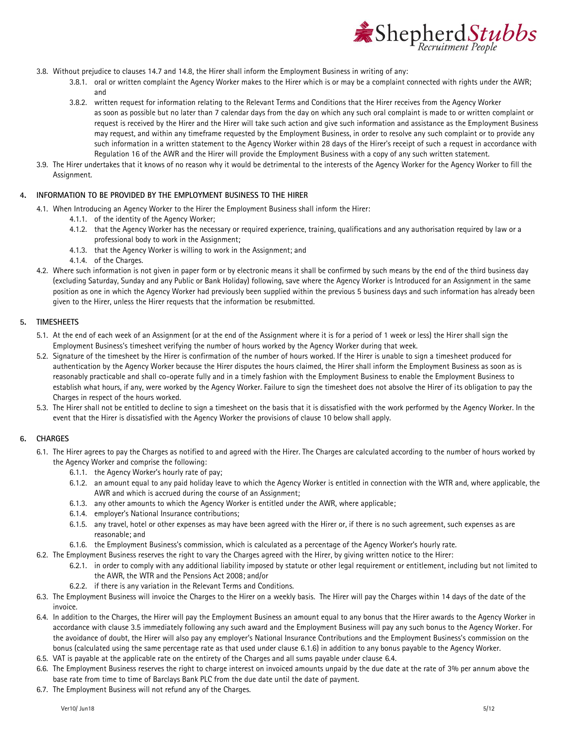3.8. Without prejudice to clauses 14.7 and 14.8, the Hirer shall inform the Employment Business in writing of any:

3.8.1. oral or written complaint the Agency Worker makes to the Hirer which is or may be a complaint connected with rights under the AWR; and

3.8.2. written request for information relating to the Relevant Terms and Conditions that the Hirer receives from the Agency Worker as soon as possible but no later than 7 calendar days from the day on which any such oral complaint is made to or written complaint or request is received by the Hirer and the Hirer will take such action and give such information and assistance as the Employment Business may request, and within any timeframe requested by the Employment Business, in order to resolve any such complaint or to provide any such information in a written statement to the Agency Worker within 28 days of the Hirer's receipt of such a request in accordance with Regulation 16 of the AWR and the Hirer will provide the Employment Business with a copy of any such written statement.

3.9. The Hirer undertakes that it knows of no reason why it would be detrimental to the interests of the Agency Worker for the Agency Worker to fill the Assignment.

## 4. INFORMATION TO BE PROVIDED BY THE EMPLOYMENT BUSINESS TO THE HIRER

4.1. When Introducing an Agency Worker to the Hirer the Employment Business shall inform the Hirer:

4.1.1. of the identity of the Agency Worker;

4.1.2. that the Agency Worker has the necessary or required experience, training, qualifications and any authorisation required by law or a professional body to work in the Assignment;

4.1.3. that the Agency Worker is willing to work in the Assignment; and

4.1.4. of the Charges.

4.2. Where such information is not given in paper form or by electronic means it shall be confirmed by such means by the end of the third business day (excluding Saturday, Sunday and any Public or Bank Holiday) following, save where the Agency Worker is Introduced for an Assignment in the same position as one in which the Agency Worker had previously been supplied within the previous 5 business days and such information has already been given to the Hirer, unless the Hirer requests that the information be resubmitted.

## 5. TIMESHEETS

5.1. At the end of each week of an Assignment (or at the end of the Assignment where it is for a period of 1 week or less) the Hirer shall sign the Employment Business's timesheet verifying the number of hours worked by the Agency Worker during that week.

5.2. Signature of the timesheet by the Hirer is confirmation of the number of hours worked. If the Hirer is unable to sign a timesheet produced for authentication by the Agency Worker because the Hirer disputes the hours claimed, the Hirer shall inform the Employment Business as soon as is reasonably practicable and shall co-operate fully and in a timely fashion with the Employment Business to enable the Employment Business to establish what hours, if any, were worked by the Agency Worker. Failure to sign the timesheet does not absolve the Hirer of its obligation to pay the Charges in respect of the hours worked.

5.3. The Hirer shall not be entitled to decline to sign a timesheet on the basis that it is dissatisfied with the work performed by the Agency Worker. In the event that the Hirer is dissatisfied with the Agency Worker the provisions of clause 10 below shall apply.

## 6. CHARGES

6.1. The Hirer agrees to pay the Charges as notified to and agreed with the Hirer. The Charges are calculated according to the number of hours worked by the Agency Worker and comprise the following:

6.1.1. the Agency Worker's hourly rate of pay;

6.1.2. an amount equal to any paid holiday leave to which the Agency Worker is entitled in connection with the WTR and, where applicable, the AWR and which is accrued during the course of an Assignment;

6.1.3. any other amounts to which the Agency Worker is entitled under the AWR, where applicable;

6.1.4. employer's National Insurance contributions;

6.1.5. any travel, hotel or other expenses as may have been agreed with the Hirer or, if there is no such agreement, such expenses as are reasonable; and

6.1.6. the Employment Business's commission, which is calculated as a percentage of the Agency Worker's hourly rate.

6.2. The Employment Business reserves the right to vary the Charges agreed with the Hirer, by giving written notice to the Hirer:

6.2.1. in order to comply with any additional liability imposed by statute or other legal requirement or entitlement, including but not limited to the AWR, the WTR and the Pensions Act 2008; and/or

6.2.2. if there is any variation in the Relevant Terms and Conditions.

6.3. The Employment Business will invoice the Charges to the Hirer on a weekly basis. The Hirer will pay the Charges within 14 days of the date of the invoice.

6.4. In addition to the Charges, the Hirer will pay the Employment Business an amount equal to any bonus that the Hirer awards to the Agency Worker in accordance with clause 3.5 immediately following any such award and the Employment Business will pay any such bonus to the Agency Worker. For the avoidance of doubt, the Hirer will also pay any employer's National Insurance Contributions and the Employment Business's commission on the bonus (calculated using the same percentage rate as that used under clause 6.1.6) in addition to any bonus payable to the Agency Worker.

6.5. VAT is payable at the applicable rate on the entirety of the Charges and all sums payable under clause 6.4.

6.6. The Employment Business reserves the right to charge interest on invoiced amounts unpaid by the due date at the rate of 3% per annum above the base rate from time to time of Barclays Bank PLC from the due date until the date of payment.

6.7. The Employment Business will not refund any of the Charges.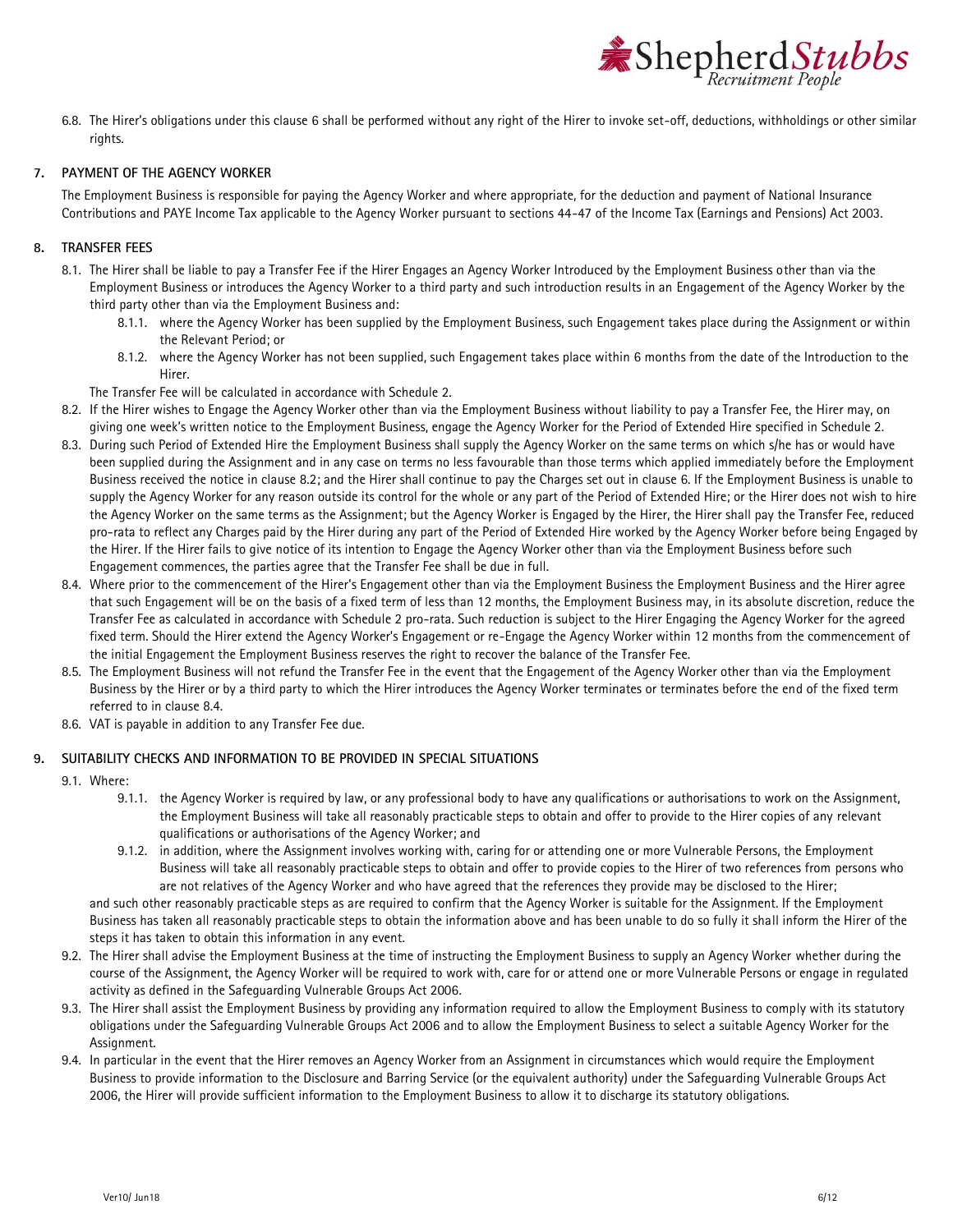6.8. The Hirer's obligations under this clause 6 shall be performed without any right of the Hirer to invoke set-off, deductions, withholdings or other similar rights.

## 7. PAYMENT OF THE AGENCY WORKER

The Employment Business is responsible for paying the Agency Worker and where appropriate, for the deduction and payment of National Insurance Contributions and PAYE Income Tax applicable to the Agency Worker pursuant to sections 44-47 of the Income Tax (Earnings and Pensions) Act 2003.

## 8. TRANSFER FEES

8.1. The Hirer shall be liable to pay a Transfer Fee if the Hirer Engages an Agency Worker Introduced by the Employment Business other than via the Employment Business or introduces the Agency Worker to a third party and such introduction results in an Engagement of the Agency Worker by the third party other than via the Employment Business and:

- 8.1.1. where the Agency Worker has been supplied by the Employment Business, such Engagement takes place during the Assignment or within the Relevant Period; or
- 8.1.2. where the Agency Worker has not been supplied, such Engagement takes place within 6 months from the date of the Introduction to the Hirer.

The Transfer Fee will be calculated in accordance with Schedule 2.

8.2. If the Hirer wishes to Engage the Agency Worker other than via the Employment Business without liability to pay a Transfer Fee, the Hirer may, on giving one week's written notice to the Employment Business, engage the Agency Worker for the Period of Extended Hire specified in Schedule 2.

8.3. During such Period of Extended Hire the Employment Business shall supply the Agency Worker on the same terms on which s/he has or would have been supplied during the Assignment and in any case on terms no less favourable than those terms which applied immediately before the Employment Business received the notice in clause 8.2; and the Hirer shall continue to pay the Charges set out in clause 6. If the Employment Business is unable to supply the Agency Worker for any reason outside its control for the whole or any part of the Period of Extended Hire; or the Hirer does not wish to hire the Agency Worker on the same terms as the Assignment; but the Agency Worker is Engaged by the Hirer, the Hirer shall pay the Transfer Fee, reduced pro-rata to reflect any Charges paid by the Hirer during any part of the Period of Extended Hire worked by the Agency Worker before being Engaged by the Hirer. If the Hirer fails to give notice of its intention to Engage the Agency Worker other than via the Employment Business before such Engagement commences, the parties agree that the Transfer Fee shall be due in full.

8.4. Where prior to the commencement of the Hirer's Engagement other than via the Employment Business the Employment Business and the Hirer agree that such Engagement will be on the basis of a fixed term of less than 12 months, the Employment Business may, in its absolute discretion, reduce the Transfer Fee as calculated in accordance with Schedule 2 pro-rata. Such reduction is subject to the Hirer Engaging the Agency Worker for the agreed fixed term. Should the Hirer extend the Agency Worker's Engagement or re-Engage the Agency Worker within 12 months from the commencement of the initial Engagement the Employment Business reserves the right to recover the balance of the Transfer Fee.

8.5. The Employment Business will not refund the Transfer Fee in the event that the Engagement of the Agency Worker other than via the Employment Business by the Hirer or by a third party to which the Hirer introduces the Agency Worker terminates or terminates before the end of the fixed term referred to in clause 8.4.

8.6. VAT is payable in addition to any Transfer Fee due.

## 9. SUITABILITY CHECKS AND INFORMATION TO BE PROVIDED IN SPECIAL SITUATIONS

9.1. Where:

- 9.1.1. the Agency Worker is required by law, or any professional body to have any qualifications or authorisations to work on the Assignment, the Employment Business will take all reasonably practicable steps to obtain and offer to provide to the Hirer copies of any relevant qualifications or authorisations of the Agency Worker; and
- 9.1.2. in addition, where the Assignment involves working with, caring for or attending one or more Vulnerable Persons, the Employment Business will take all reasonably practicable steps to obtain and offer to provide copies to the Hirer of two references from persons who are not relatives of the Agency Worker and who have agreed that the references they provide may be disclosed to the Hirer;

and such other reasonably practicable steps as are required to confirm that the Agency Worker is suitable for the Assignment. If the Employment Business has taken all reasonably practicable steps to obtain the information above and has been unable to do so fully it shall inform the Hirer of the steps it has taken to obtain this information in any event.

9.2. The Hirer shall advise the Employment Business at the time of instructing the Employment Business to supply an Agency Worker whether during the course of the Assignment, the Agency Worker will be required to work with, care for or attend one or more Vulnerable Persons or engage in regulated activity as defined in the Safeguarding Vulnerable Groups Act 2006.

9.3. The Hirer shall assist the Employment Business by providing any information required to allow the Employment Business to comply with its statutory obligations under the Safeguarding Vulnerable Groups Act 2006 and to allow the Employment Business to select a suitable Agency Worker for the Assignment.

9.4. In particular in the event that the Hirer removes an Agency Worker from an Assignment in circumstances which would require the Employment Business to provide information to the Disclosure and Barring Service (or the equivalent authority) under the Safeguarding Vulnerable Groups Act 2006, the Hirer will provide sufficient information to the Employment Business to allow it to discharge its statutory obligations.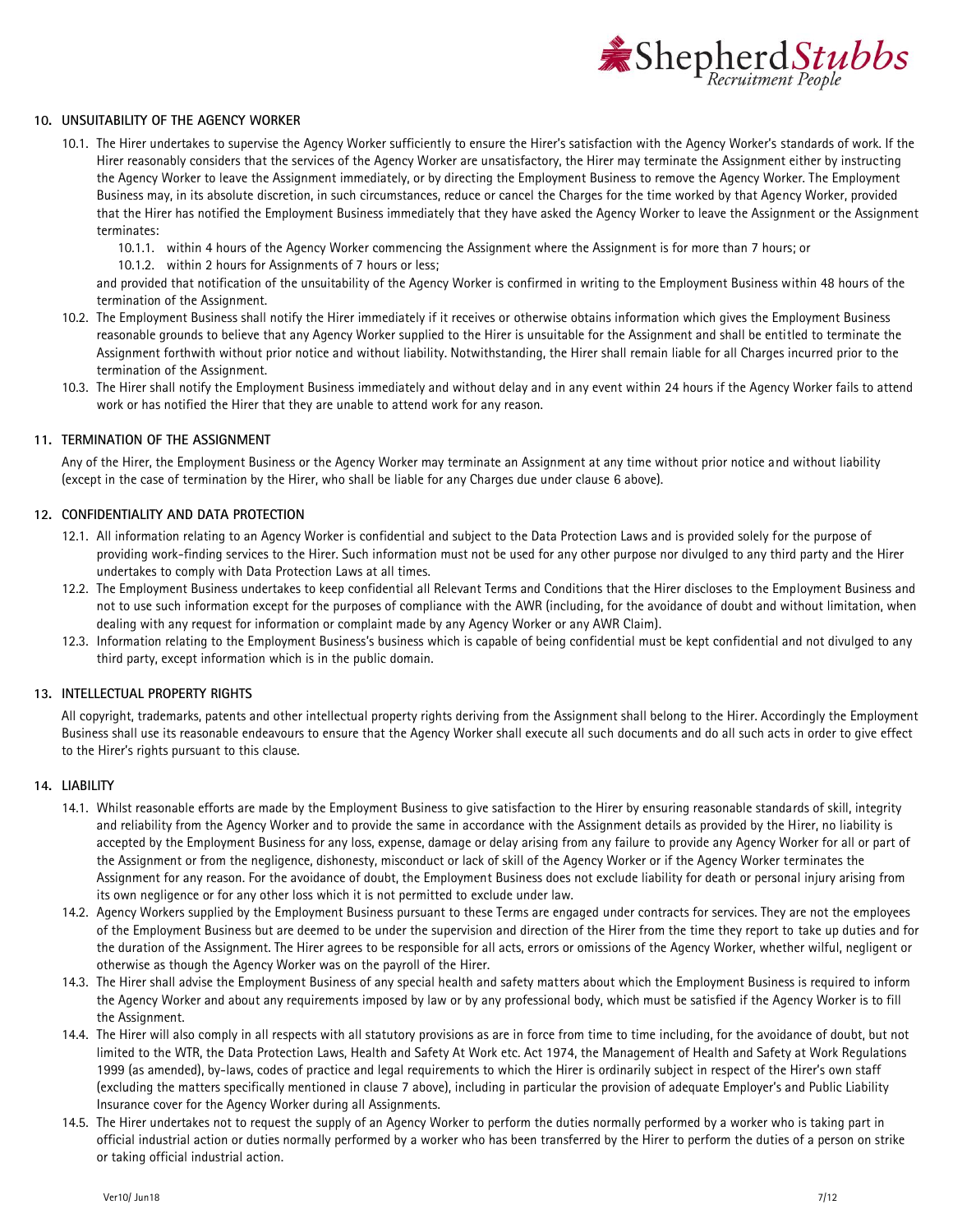## 10. UNSUITABILITY OF THE AGENCY WORKER

10.1. The Hirer undertakes to supervise the Agency Worker sufficiently to ensure the Hirer's satisfaction with the Agency Worker's standards of work. If the Hirer reasonably considers that the services of the Agency Worker are unsatisfactory, the Hirer may terminate the Assignment either by instructing the Agency Worker to leave the Assignment immediately, or by directing the Employment Business to remove the Agency Worker. The Employment Business may, in its absolute discretion, in such circumstances, reduce or cancel the Charges for the time worked by that Agency Worker, provided that the Hirer has notified the Employment Business immediately that they have asked the Agency Worker to leave the Assignment or the Assignment terminates:

- 10.1.1. within 4 hours of the Agency Worker commencing the Assignment where the Assignment is for more than 7 hours; or
- 10.1.2. within 2 hours for Assignments of 7 hours or less;

and provided that notification of the unsuitability of the Agency Worker is confirmed in writing to the Employment Business within 48 hours of the termination of the Assignment.

10.2. The Employment Business shall notify the Hirer immediately if it receives or otherwise obtains information which gives the Employment Business reasonable grounds to believe that any Agency Worker supplied to the Hirer is unsuitable for the Assignment and shall be entitled to terminate the Assignment forthwith without prior notice and without liability. Notwithstanding, the Hirer shall remain liable for all Charges incurred prior to the termination of the Assignment.

10.3. The Hirer shall notify the Employment Business immediately and without delay and in any event within 24 hours if the Agency Worker fails to attend work or has notified the Hirer that they are unable to attend work for any reason.

## 11. TERMINATION OF THE ASSIGNMENT

Any of the Hirer, the Employment Business or the Agency Worker may terminate an Assignment at any time without prior notice and without liability (except in the case of termination by the Hirer, who shall be liable for any Charges due under clause 6 above).

## 12. CONFIDENTIALITY AND DATA PROTECTION

12.1. All information relating to an Agency Worker is confidential and subject to the Data Protection Laws and is provided solely for the purpose of providing work-finding services to the Hirer. Such information must not be used for any other purpose nor divulged to any third party and the Hirer undertakes to comply with Data Protection Laws at all times.

12.2. The Employment Business undertakes to keep confidential all Relevant Terms and Conditions that the Hirer discloses to the Employment Business and not to use such information except for the purposes of compliance with the AWR (including, for the avoidance of doubt and without limitation, when dealing with any request for information or complaint made by any Agency Worker or any AWR Claim).

12.3. Information relating to the Employment Business's business which is capable of being confidential must be kept confidential and not divulged to any third party, except information which is in the public domain.

## 13. INTELLECTUAL PROPERTY RIGHTS

All copyright, trademarks, patents and other intellectual property rights deriving from the Assignment shall belong to the Hirer. Accordingly the Employment Business shall use its reasonable endeavours to ensure that the Agency Worker shall execute all such documents and do all such acts in order to give effect to the Hirer's rights pursuant to this clause.

## 14. LIABILITY

14.1. Whilst reasonable efforts are made by the Employment Business to give satisfaction to the Hirer by ensuring reasonable standards of skill, integrity and reliability from the Agency Worker and to provide the same in accordance with the Assignment details as provided by the Hirer, no liability is accepted by the Employment Business for any loss, expense, damage or delay arising from any failure to provide any Agency Worker for all or part of the Assignment or from the negligence, dishonesty, misconduct or lack of skill of the Agency Worker or if the Agency Worker terminates the Assignment for any reason. For the avoidance of doubt, the Employment Business does not exclude liability for death or personal injury arising from its own negligence or for any other loss which it is not permitted to exclude under law.

14.2. Agency Workers supplied by the Employment Business pursuant to these Terms are engaged under contracts for services. They are not the employees of the Employment Business but are deemed to be under the supervision and direction of the Hirer from the time they report to take up duties and for the duration of the Assignment. The Hirer agrees to be responsible for all acts, errors or omissions of the Agency Worker, whether wilful, negligent or otherwise as though the Agency Worker was on the payroll of the Hirer.

14.3. The Hirer shall advise the Employment Business of any special health and safety matters about which the Employment Business is required to inform the Agency Worker and about any requirements imposed by law or by any professional body, which must be satisfied if the Agency Worker is to fill the Assignment.

14.4. The Hirer will also comply in all respects with all statutory provisions as are in force from time to time including, for the avoidance of doubt, but not limited to the WTR, the Data Protection Laws, Health and Safety At Work etc. Act 1974, the Management of Health and Safety at Work Regulations 1999 (as amended), by-laws, codes of practice and legal requirements to which the Hirer is ordinarily subject in respect of the Hirer's own staff (excluding the matters specifically mentioned in clause 7 above), including in particular the provision of adequate Employer's and Public Liability Insurance cover for the Agency Worker during all Assignments.

14.5. The Hirer undertakes not to request the supply of an Agency Worker to perform the duties normally performed by a worker who is taking part in official industrial action or duties normally performed by a worker who has been transferred by the Hirer to perform the duties of a person on strike or taking official industrial action.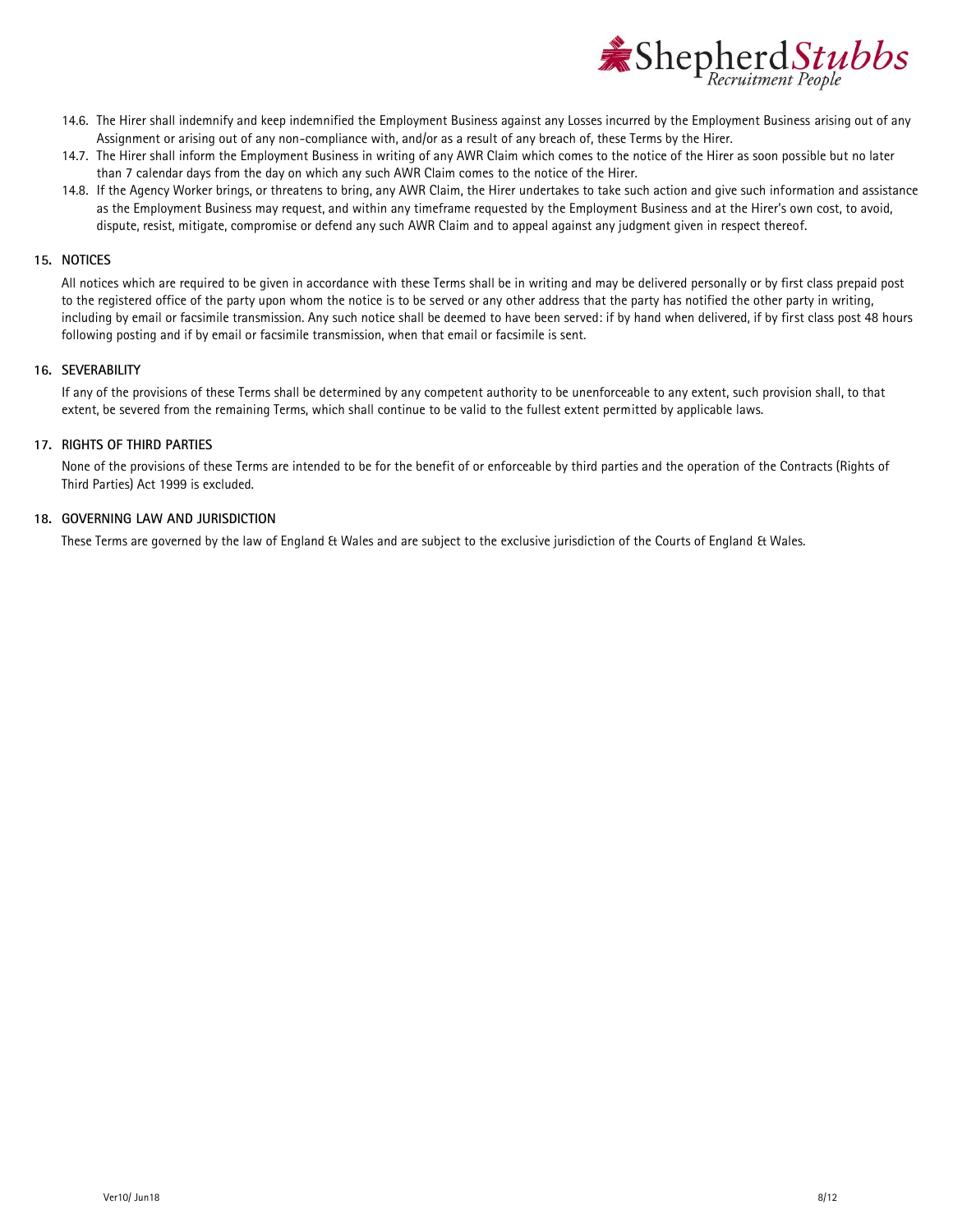14.6. The Hirer shall indemnify and keep indemnified the Employment Business against any Losses incurred by the Employment Business arising out of any Assignment or arising out of any non-compliance with, and/or as a result of any breach of, these Terms by the Hirer.

14.7. The Hirer shall inform the Employment Business in writing of any AWR Claim which comes to the notice of the Hirer as soon possible but no later than 7 calendar days from the day on which any such AWR Claim comes to the notice of the Hirer.

14.8. If the Agency Worker brings, or threatens to bring, any AWR Claim, the Hirer undertakes to take such action and give such information and assistance as the Employment Business may request, and within any timeframe requested by the Employment Business and at the Hirer's own cost, to avoid, dispute, resist, mitigate, compromise or defend any such AWR Claim and to appeal against any judgment given in respect thereof.

## 15. NOTICES

All notices which are required to be given in accordance with these Terms shall be in writing and may be delivered personally or by first class prepaid post to the registered office of the party upon whom the notice is to be served or any other address that the party has notified the other party in writing, including by email or facsimile transmission. Any such notice shall be deemed to have been served: if by hand when delivered, if by first class post 48 hours following posting and if by email or facsimile transmission, when that email or facsimile is sent.

## 16. SEVERABILITY

If any of the provisions of these Terms shall be determined by any competent authority to be unenforceable to any extent, such provision shall, to that extent, be severed from the remaining Terms, which shall continue to be valid to the fullest extent permitted by applicable laws.

## 17. RIGHTS OF THIRD PARTIES

None of the provisions of these Terms are intended to be for the benefit of or enforceable by third parties and the operation of the Contracts (Rights of Third Parties) Act 1999 is excluded.

## 18. GOVERNING LAW AND JURISDICTION

These Terms are governed by the law of England & Wales and are subject to the exclusive jurisdiction of the Courts of England & Wales.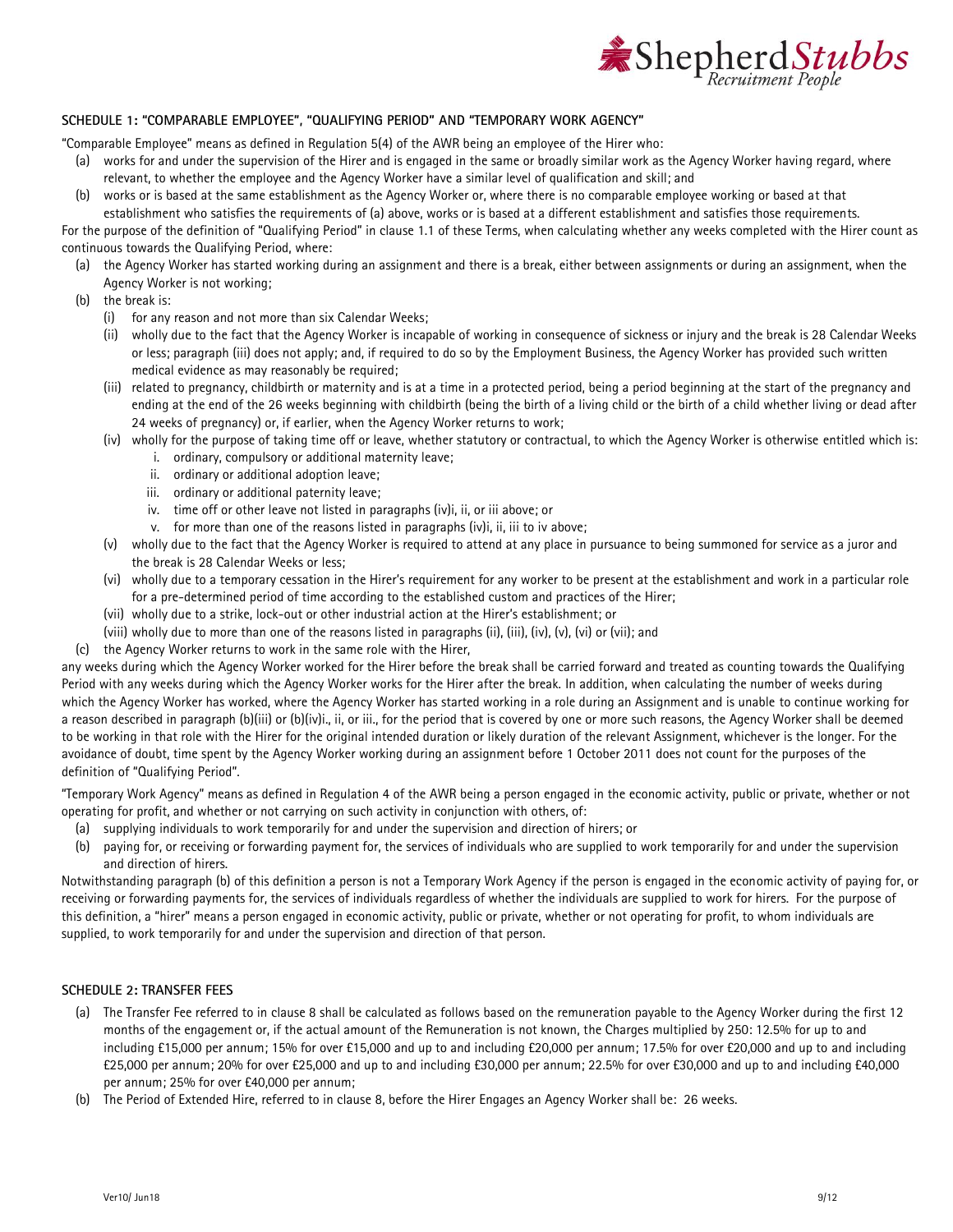## SCHEDULE 1: "COMPARABLE EMPLOYEE", "QUALIFYING PERIOD" AND "TEMPORARY WORK AGENCY"

"Comparable Employee" means as defined in Regulation 5(4) of the AWR being an employee of the Hirer who:

- (a) works for and under the supervision of the Hirer and is engaged in the same or broadly similar work as the Agency Worker having regard, where relevant, to whether the employee and the Agency Worker have a similar level of qualification and skill; and
- (b) works or is based at the same establishment as the Agency Worker or, where there is no comparable employee working or based at that establishment who satisfies the requirements of (a) above, works or is based at a different establishment and satisfies those requirements.

For the purpose of the definition of "Qualifying Period" in clause 1.1 of these Terms, when calculating whether any weeks completed with the Hirer count as continuous towards the Qualifying Period, where:

- (a) the Agency Worker has started working during an assignment and there is a break, either between assignments or during an assignment, when the Agency Worker is not working;
- (b) the break is:
  - (i) for any reason and not more than six Calendar Weeks;
  - (ii) wholly due to the fact that the Agency Worker is incapable of working in consequence of sickness or injury and the break is 28 Calendar Weeks or less; paragraph (iii) does not apply; and, if required to do so by the Employment Business, the Agency Worker has provided such written medical evidence as may reasonably be required;
  - (iii) related to pregnancy, childbirth or maternity and is at a time in a protected period, being a period beginning at the start of the pregnancy and ending at the end of the 26 weeks beginning with childbirth (being the birth of a living child or the birth of a child whether living or dead after 24 weeks of pregnancy) or, if earlier, when the Agency Worker returns to work;
  - (iv) wholly for the purpose of taking time off or leave, whether statutory or contractual, to which the Agency Worker is otherwise entitled which is:
    - i. ordinary, compulsory or additional maternity leave;
    - ii. ordinary or additional adoption leave;
    - iii. ordinary or additional paternity leave;
    - iv. time off or other leave not listed in paragraphs (iv)i, ii, or iii above; or
    - v. for more than one of the reasons listed in paragraphs (iv)i, ii, iii to iv above;
  - (v) wholly due to the fact that the Agency Worker is required to attend at any place in pursuance to being summoned for service as a juror and the break is 28 Calendar Weeks or less;
  - (vi) wholly due to a temporary cessation in the Hirer's requirement for any worker to be present at the establishment and work in a particular role for a pre-determined period of time according to the established custom and practices of the Hirer;
  - (vii) wholly due to a strike, lock-out or other industrial action at the Hirer's establishment; or
  - (viii) wholly due to more than one of the reasons listed in paragraphs (ii), (iii), (iv), (v), (vi) or (vii); and
- (c) the Agency Worker returns to work in the same role with the Hirer,

any weeks during which the Agency Worker worked for the Hirer before the break shall be carried forward and treated as counting towards the Qualifying Period with any weeks during which the Agency Worker works for the Hirer after the break. In addition, when calculating the number of weeks during which the Agency Worker has worked, where the Agency Worker has started working in a role during an Assignment and is unable to continue working for a reason described in paragraph (b)(iii) or (b)(iv)i., ii, or iii., for the period that is covered by one or more such reasons, the Agency Worker shall be deemed to be working in that role with the Hirer for the original intended duration or likely duration of the relevant Assignment, whichever is the longer. For the avoidance of doubt, time spent by the Agency Worker working during an assignment before 1 October 2011 does not count for the purposes of the definition of "Qualifying Period".

"Temporary Work Agency" means as defined in Regulation 4 of the AWR being a person engaged in the economic activity, public or private, whether or not operating for profit, and whether or not carrying on such activity in conjunction with others, of:

- (a) supplying individuals to work temporarily for and under the supervision and direction of hirers; or
- (b) paying for, or receiving or forwarding payment for, the services of individuals who are supplied to work temporarily for and under the supervision and direction of hirers.

Notwithstanding paragraph (b) of this definition a person is not a Temporary Work Agency if the person is engaged in the economic activity of paying for, or receiving or forwarding payments for, the services of individuals regardless of whether the individuals are supplied to work for hirers. For the purpose of this definition, a "hirer" means a person engaged in economic activity, public or private, whether or not operating for profit, to whom individuals are supplied, to work temporarily for and under the supervision and direction of that person.

## SCHEDULE 2: TRANSFER FEES

- (a) The Transfer Fee referred to in clause 8 shall be calculated as follows based on the remuneration payable to the Agency Worker during the first 12 months of the engagement or, if the actual amount of the Remuneration is not known, the Charges multiplied by 250: 12.5% for up to and including £15,000 per annum; 15% for over £15,000 and up to and including £20,000 per annum; 17.5% for over £20,000 and up to and including £25,000 per annum; 20% for over £25,000 and up to and including £30,000 per annum; 22.5% for over £30,000 and up to and including £40,000 per annum; 25% for over £40,000 per annum;
- (b) The Period of Extended Hire, referred to in clause 8, before the Hirer Engages an Agency Worker shall be: 26 weeks.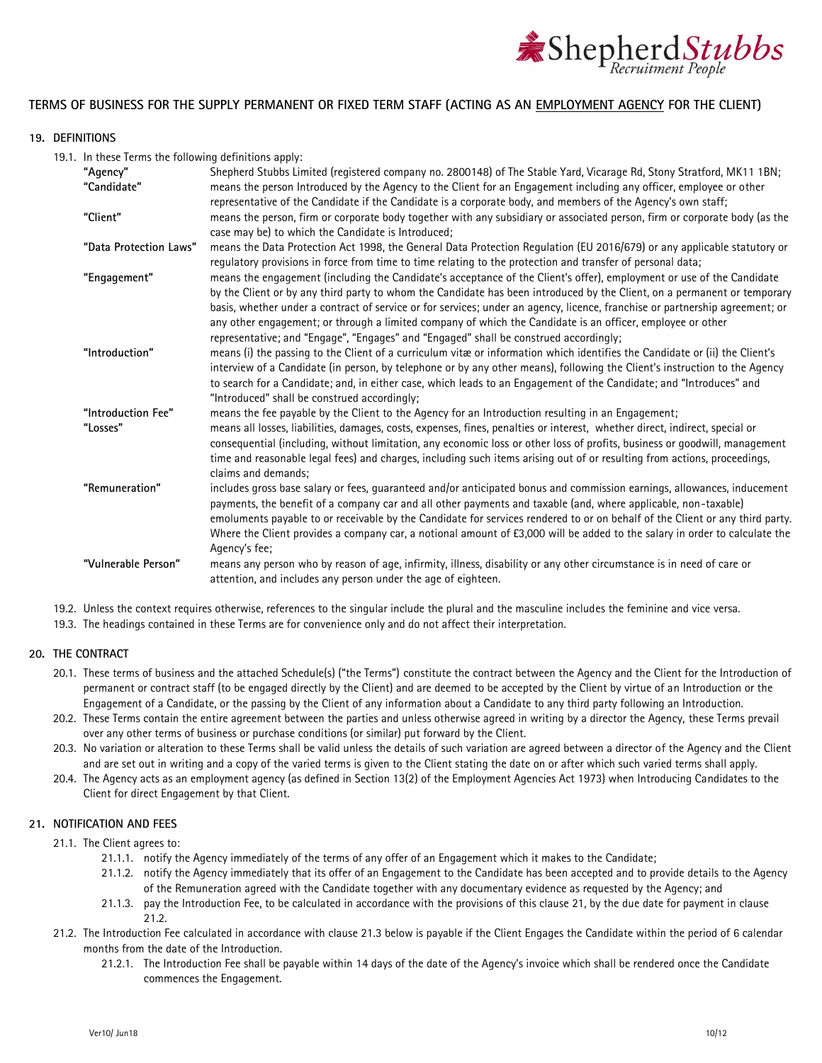# TERMS OF BUSINESS FOR THE SUPPLY PERMANENT OR FIXED TERM STAFF (ACTING AS AN EMPLOYMENT AGENCY FOR THE CLIENT)

## 19. DEFINITIONS

19.1. In these Terms the following definitions apply:

| | |
|---|---|
| **"Agency"** | Shepherd Stubbs Limited (registered company no. 2800148) of The Stable Yard, Vicarage Rd, Stony Stratford, MK11 1BN; |
| **"Candidate"** | means the person Introduced by the Agency to the Client for an Engagement including any officer, employee or other representative of the Candidate if the Candidate is a corporate body, and members of the Agency's own staff; |
| **"Client"** | means the person, firm or corporate body together with any subsidiary or associated person, firm or corporate body (as the case may be) to which the Candidate is Introduced; |
| **"Data Protection Laws"** | means the Data Protection Act 1998, the General Data Protection Regulation (EU 2016/679) or any applicable statutory or regulatory provisions in force from time to time relating to the protection and transfer of personal data; |
| **"Engagement"** | means the engagement (including the Candidate's acceptance of the Client's offer), employment or use of the Candidate by the Client or by any third party to whom the Candidate has been introduced by the Client, on a permanent or temporary basis, whether under a contract of service or for services; under an agency, licence, franchise or partnership agreement; or any other engagement; or through a limited company of which the Candidate is an officer, employee or other representative; and "Engage", "Engages" and "Engaged" shall be construed accordingly; |
| **"Introduction"** | means (i) the passing to the Client of a curriculum vitæ or information which identifies the Candidate or (ii) the Client's interview of a Candidate (in person, by telephone or by any other means), following the Client's instruction to the Agency to search for a Candidate; and, in either case, which leads to an Engagement of the Candidate; and "Introduces" and "Introduced" shall be construed accordingly; |
| **"Introduction Fee"** | means the fee payable by the Client to the Agency for an Introduction resulting in an Engagement; |
| **"Losses"** | means all losses, liabilities, damages, costs, expenses, fines, penalties or interest, whether direct, indirect, special or consequential (including, without limitation, any economic loss or other loss of profits, business or goodwill, management time and reasonable legal fees) and charges, including such items arising out of or resulting from actions, proceedings, claims and demands; |
| **"Remuneration"** | includes gross base salary or fees, guaranteed and/or anticipated bonus and commission earnings, allowances, inducement payments, the benefit of a company car and all other payments and taxable (and, where applicable, non-taxable) emoluments payable to or receivable by the Candidate for services rendered to or on behalf of the Client or any third party. Where the Client provides a company car, a notional amount of £3,000 will be added to the salary in order to calculate the Agency's fee; |
| **"Vulnerable Person"** | means any person who by reason of age, infirmity, illness, disability or any other circumstance is in need of care or attention, and includes any person under the age of eighteen. |

19.2. Unless the context requires otherwise, references to the singular include the plural and the masculine includes the feminine and vice versa.

19.3. The headings contained in these Terms are for convenience only and do not affect their interpretation.

## 20. THE CONTRACT

20.1. These terms of business and the attached Schedule(s) ("the Terms") constitute the contract between the Agency and the Client for the Introduction of permanent or contract staff (to be engaged directly by the Client) and are deemed to be accepted by the Client by virtue of an Introduction or the Engagement of a Candidate, or the passing by the Client of any information about a Candidate to any third party following an Introduction.

20.2. These Terms contain the entire agreement between the parties and unless otherwise agreed in writing by a director the Agency, these Terms prevail over any other terms of business or purchase conditions (or similar) put forward by the Client.

20.3. No variation or alteration to these Terms shall be valid unless the details of such variation are agreed between a director of the Agency and the Client and are set out in writing and a copy of the varied terms is given to the Client stating the date on or after which such varied terms shall apply.

20.4. The Agency acts as an employment agency (as defined in Section 13(2) of the Employment Agencies Act 1973) when Introducing Candidates to the Client for direct Engagement by that Client.

## 21. NOTIFICATION AND FEES

21.1. The Client agrees to:

- 21.1.1. notify the Agency immediately of the terms of any offer of an Engagement which it makes to the Candidate;
- 21.1.2. notify the Agency immediately that its offer of an Engagement to the Candidate has been accepted and to provide details to the Agency of the Remuneration agreed with the Candidate together with any documentary evidence as requested by the Agency; and
- 21.1.3. pay the Introduction Fee, to be calculated in accordance with the provisions of this clause 21, by the due date for payment in clause 21.2.

21.2. The Introduction Fee calculated in accordance with clause 21.3 below is payable if the Client Engages the Candidate within the period of 6 calendar months from the date of the Introduction.

- 21.2.1. The Introduction Fee shall be payable within 14 days of the date of the Agency's invoice which shall be rendered once the Candidate commences the Engagement.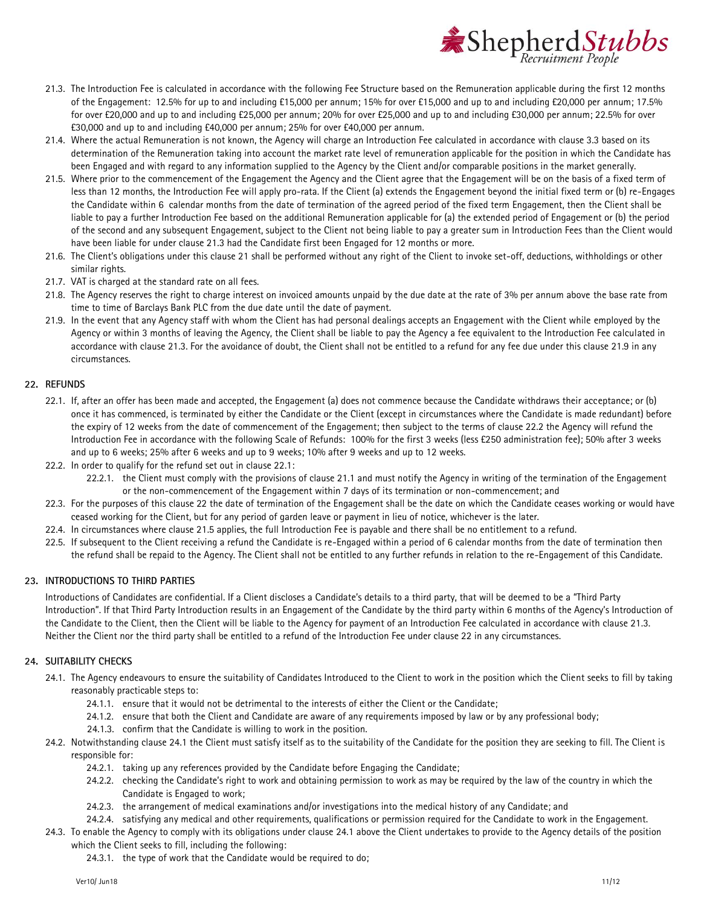21.3. The Introduction Fee is calculated in accordance with the following Fee Structure based on the Remuneration applicable during the first 12 months of the Engagement: 12.5% for up to and including £15,000 per annum; 15% for over £15,000 and up to and including £20,000 per annum; 17.5% for over £20,000 and up to and including £25,000 per annum; 20% for over £25,000 and up to and including £30,000 per annum; 22.5% for over £30,000 and up to and including £40,000 per annum; 25% for over £40,000 per annum.

21.4. Where the actual Remuneration is not known, the Agency will charge an Introduction Fee calculated in accordance with clause 3.3 based on its determination of the Remuneration taking into account the market rate level of remuneration applicable for the position in which the Candidate has been Engaged and with regard to any information supplied to the Agency by the Client and/or comparable positions in the market generally.

21.5. Where prior to the commencement of the Engagement the Agency and the Client agree that the Engagement will be on the basis of a fixed term of less than 12 months, the Introduction Fee will apply pro-rata. If the Client (a) extends the Engagement beyond the initial fixed term or (b) re-Engages the Candidate within 6 calendar months from the date of termination of the agreed period of the fixed term Engagement, then the Client shall be liable to pay a further Introduction Fee based on the additional Remuneration applicable for (a) the extended period of Engagement or (b) the period of the second and any subsequent Engagement, subject to the Client not being liable to pay a greater sum in Introduction Fees than the Client would have been liable for under clause 21.3 had the Candidate first been Engaged for 12 months or more.

21.6. The Client's obligations under this clause 21 shall be performed without any right of the Client to invoke set-off, deductions, withholdings or other similar rights.

21.7. VAT is charged at the standard rate on all fees.

21.8. The Agency reserves the right to charge interest on invoiced amounts unpaid by the due date at the rate of 3% per annum above the base rate from time to time of Barclays Bank PLC from the due date until the date of payment.

21.9. In the event that any Agency staff with whom the Client has had personal dealings accepts an Engagement with the Client while employed by the Agency or within 3 months of leaving the Agency, the Client shall be liable to pay the Agency a fee equivalent to the Introduction Fee calculated in accordance with clause 21.3. For the avoidance of doubt, the Client shall not be entitled to a refund for any fee due under this clause 21.9 in any circumstances.

## 22. REFUNDS

22.1. If, after an offer has been made and accepted, the Engagement (a) does not commence because the Candidate withdraws their acceptance; or (b) once it has commenced, is terminated by either the Candidate or the Client (except in circumstances where the Candidate is made redundant) before the expiry of 12 weeks from the date of commencement of the Engagement; then subject to the terms of clause 22.2 the Agency will refund the Introduction Fee in accordance with the following Scale of Refunds: 100% for the first 3 weeks (less £250 administration fee); 50% after 3 weeks and up to 6 weeks; 25% after 6 weeks and up to 9 weeks; 10% after 9 weeks and up to 12 weeks.

22.2. In order to qualify for the refund set out in clause 22.1:

- 22.2.1. the Client must comply with the provisions of clause 21.1 and must notify the Agency in writing of the termination of the Engagement or the non-commencement of the Engagement within 7 days of its termination or non-commencement; and

22.3. For the purposes of this clause 22 the date of termination of the Engagement shall be the date on which the Candidate ceases working or would have ceased working for the Client, but for any period of garden leave or payment in lieu of notice, whichever is the later.

22.4. In circumstances where clause 21.5 applies, the full Introduction Fee is payable and there shall be no entitlement to a refund.

22.5. If subsequent to the Client receiving a refund the Candidate is re-Engaged within a period of 6 calendar months from the date of termination then the refund shall be repaid to the Agency. The Client shall not be entitled to any further refunds in relation to the re-Engagement of this Candidate.

## 23. INTRODUCTIONS TO THIRD PARTIES

Introductions of Candidates are confidential. If a Client discloses a Candidate's details to a third party, that will be deemed to be a "Third Party Introduction". If that Third Party Introduction results in an Engagement of the Candidate by the third party within 6 months of the Agency's Introduction of the Candidate to the Client, then the Client will be liable to the Agency for payment of an Introduction Fee calculated in accordance with clause 21.3. Neither the Client nor the third party shall be entitled to a refund of the Introduction Fee under clause 22 in any circumstances.

## 24. SUITABILITY CHECKS

24.1. The Agency endeavours to ensure the suitability of Candidates Introduced to the Client to work in the position which the Client seeks to fill by taking reasonably practicable steps to:

- 24.1.1. ensure that it would not be detrimental to the interests of either the Client or the Candidate;
- 24.1.2. ensure that both the Client and Candidate are aware of any requirements imposed by law or by any professional body;
- 24.1.3. confirm that the Candidate is willing to work in the position.

24.2. Notwithstanding clause 24.1 the Client must satisfy itself as to the suitability of the Candidate for the position they are seeking to fill. The Client is responsible for:

- 24.2.1. taking up any references provided by the Candidate before Engaging the Candidate;
- 24.2.2. checking the Candidate's right to work and obtaining permission to work as may be required by the law of the country in which the Candidate is Engaged to work;
- 24.2.3. the arrangement of medical examinations and/or investigations into the medical history of any Candidate; and
- 24.2.4. satisfying any medical and other requirements, qualifications or permission required for the Candidate to work in the Engagement.

24.3. To enable the Agency to comply with its obligations under clause 24.1 above the Client undertakes to provide to the Agency details of the position which the Client seeks to fill, including the following:

- 24.3.1. the type of work that the Candidate would be required to do;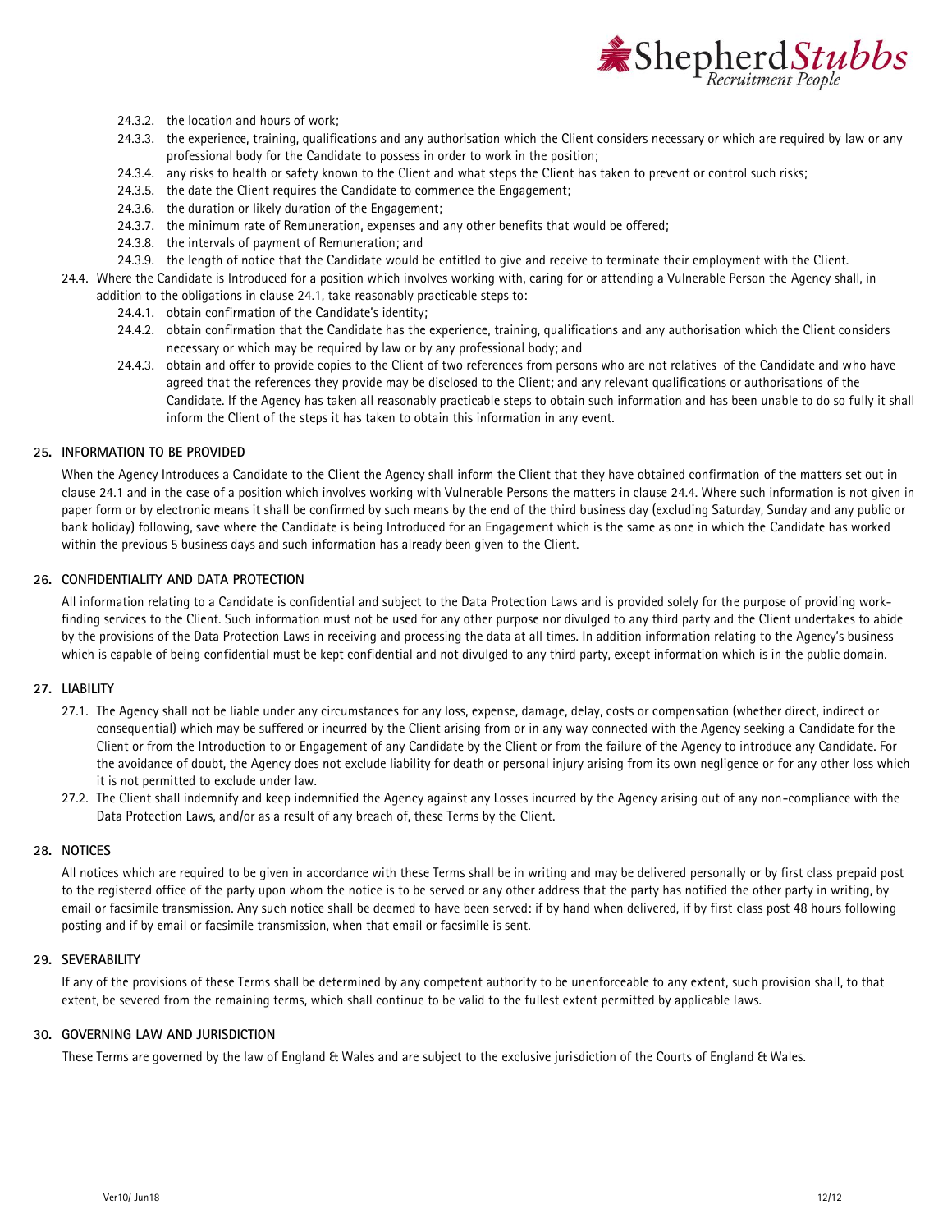24.3.2. the location and hours of work;

24.3.3. the experience, training, qualifications and any authorisation which the Client considers necessary or which are required by law or any professional body for the Candidate to possess in order to work in the position;

24.3.4. any risks to health or safety known to the Client and what steps the Client has taken to prevent or control such risks;

24.3.5. the date the Client requires the Candidate to commence the Engagement;

24.3.6. the duration or likely duration of the Engagement;

24.3.7. the minimum rate of Remuneration, expenses and any other benefits that would be offered;

24.3.8. the intervals of payment of Remuneration; and

24.3.9. the length of notice that the Candidate would be entitled to give and receive to terminate their employment with the Client.

24.4. Where the Candidate is Introduced for a position which involves working with, caring for or attending a Vulnerable Person the Agency shall, in addition to the obligations in clause 24.1, take reasonably practicable steps to:

24.4.1. obtain confirmation of the Candidate's identity;

24.4.2. obtain confirmation that the Candidate has the experience, training, qualifications and any authorisation which the Client considers necessary or which may be required by law or by any professional body; and

24.4.3. obtain and offer to provide copies to the Client of two references from persons who are not relatives of the Candidate and who have agreed that the references they provide may be disclosed to the Client; and any relevant qualifications or authorisations of the Candidate. If the Agency has taken all reasonably practicable steps to obtain such information and has been unable to do so fully it shall inform the Client of the steps it has taken to obtain this information in any event.

## 25. INFORMATION TO BE PROVIDED

When the Agency Introduces a Candidate to the Client the Agency shall inform the Client that they have obtained confirmation of the matters set out in clause 24.1 and in the case of a position which involves working with Vulnerable Persons the matters in clause 24.4. Where such information is not given in paper form or by electronic means it shall be confirmed by such means by the end of the third business day (excluding Saturday, Sunday and any public or bank holiday) following, save where the Candidate is being Introduced for an Engagement which is the same as one in which the Candidate has worked within the previous 5 business days and such information has already been given to the Client.

## 26. CONFIDENTIALITY AND DATA PROTECTION

All information relating to a Candidate is confidential and subject to the Data Protection Laws and is provided solely for the purpose of providing work-finding services to the Client. Such information must not be used for any other purpose nor divulged to any third party and the Client undertakes to abide by the provisions of the Data Protection Laws in receiving and processing the data at all times. In addition information relating to the Agency's business which is capable of being confidential must be kept confidential and not divulged to any third party, except information which is in the public domain.

## 27. LIABILITY

27.1. The Agency shall not be liable under any circumstances for any loss, expense, damage, delay, costs or compensation (whether direct, indirect or consequential) which may be suffered or incurred by the Client arising from or in any way connected with the Agency seeking a Candidate for the Client or from the Introduction to or Engagement of any Candidate by the Client or from the failure of the Agency to introduce any Candidate. For the avoidance of doubt, the Agency does not exclude liability for death or personal injury arising from its own negligence or for any other loss which it is not permitted to exclude under law.

27.2. The Client shall indemnify and keep indemnified the Agency against any Losses incurred by the Agency arising out of any non-compliance with the Data Protection Laws, and/or as a result of any breach of, these Terms by the Client.

## 28. NOTICES

All notices which are required to be given in accordance with these Terms shall be in writing and may be delivered personally or by first class prepaid post to the registered office of the party upon whom the notice is to be served or any other address that the party has notified the other party in writing, by email or facsimile transmission. Any such notice shall be deemed to have been served: if by hand when delivered, if by first class post 48 hours following posting and if by email or facsimile transmission, when that email or facsimile is sent.

## 29. SEVERABILITY

If any of the provisions of these Terms shall be determined by any competent authority to be unenforceable to any extent, such provision shall, to that extent, be severed from the remaining terms, which shall continue to be valid to the fullest extent permitted by applicable laws.

## 30. GOVERNING LAW AND JURISDICTION

These Terms are governed by the law of England & Wales and are subject to the exclusive jurisdiction of the Courts of England & Wales.